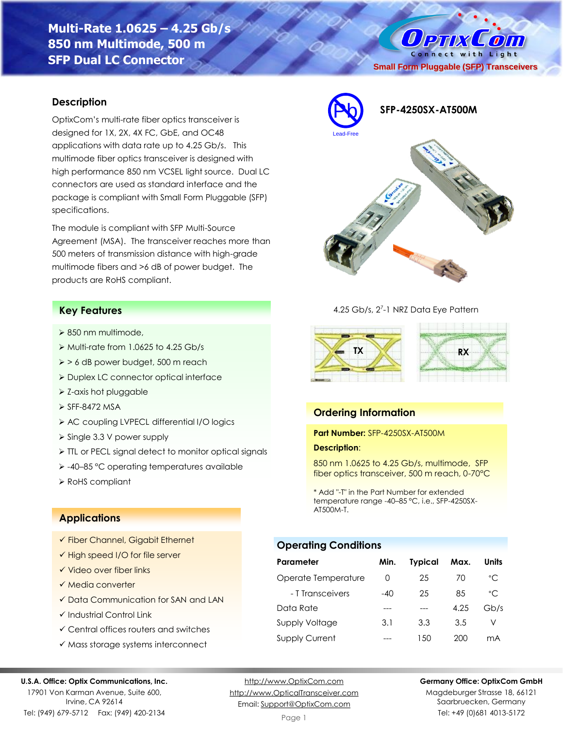# Multi-Rate 1.0625 – 4.25 Gb/s
# 850 nm Multimode, 500 m
# SFP Dual LC Connector

OptixCom — Connect with Light

Small Form Pluggable (SFP) Transceivers

## Description

OptixCom's multi-rate fiber optics transceiver is designed for 1X, 2X, 4X FC, GbE, and OC48 applications with data rate up to 4.25 Gb/s. This multimode fiber optics transceiver is designed with high performance 850 nm VCSEL light source. Dual LC connectors are used as standard interface and the package is compliant with Small Form Pluggable (SFP) specifications.

The module is compliant with SFP Multi-Source Agreement (MSA). The transceiver reaches more than 500 meters of transmission distance with high-grade multimode fibers and >6 dB of power budget. The products are RoHS compliant.

Lead-Free

**SFP-4250SX-AT500M**

## Key Features

- 850 nm multimode,
- Multi-rate from 1.0625 to 4.25 Gb/s
- > 6 dB power budget, 500 m reach
- Duplex LC connector optical interface
- Z-axis hot pluggable
- SFF-8472 MSA
- AC coupling LVPECL differential I/O logics
- Single 3.3 V power supply
- TTL or PECL signal detect to monitor optical signals
- -40–85 °C operating temperatures available
- RoHS compliant

4.25 Gb/s, $2^7$-1 NRZ Data Eye Pattern

TX RX

## Applications

- ✓ Fiber Channel, Gigabit Ethernet
- ✓ High speed I/O for file server
- ✓ Video over fiber links
- ✓ Media converter
- ✓ Data Communication for SAN and LAN
- ✓ Industrial Control Link
- ✓ Central offices routers and switches
- ✓ Mass storage systems interconnect

## Ordering Information

**Part Number:** SFP-4250SX-AT500M

**Description**:

850 nm 1.0625 to 4.25 Gb/s, multimode, SFP fiber optics transceiver, 500 m reach, 0-70°C

\* Add "-T" in the Part Number for extended temperature range -40–85 °C, i.e., SFP-4250SX-AT500M-T.

## Operating Conditions

| Parameter | Min. | Typical | Max. | Units |
|---|---|---|---|---|
| Operate Temperature | 0 | 25 | 70 | °C |
| - T Transceivers | -40 | 25 | 85 | °C |
| Data Rate | --- | --- | 4.25 | Gb/s |
| Supply Voltage | 3.1 | 3.3 | 3.5 | V |
| Supply Current | --- | 150 | 200 | mA |

**U.S.A. Office: Optix Communications, Inc.**
17901 Von Karman Avenue, Suite 600,
Irvine, CA 92614
Tel: (949) 679-5712 Fax: (949) 420-2134

http://www.OptixCom.com
http://www.OpticalTransceiver.com
Email: Support@OptixCom.com

**Germany Office: OptixCom GmbH**
Magdeburger Strasse 18, 66121
Saarbruecken, Germany
Tel: +49 (0)681 4013-5172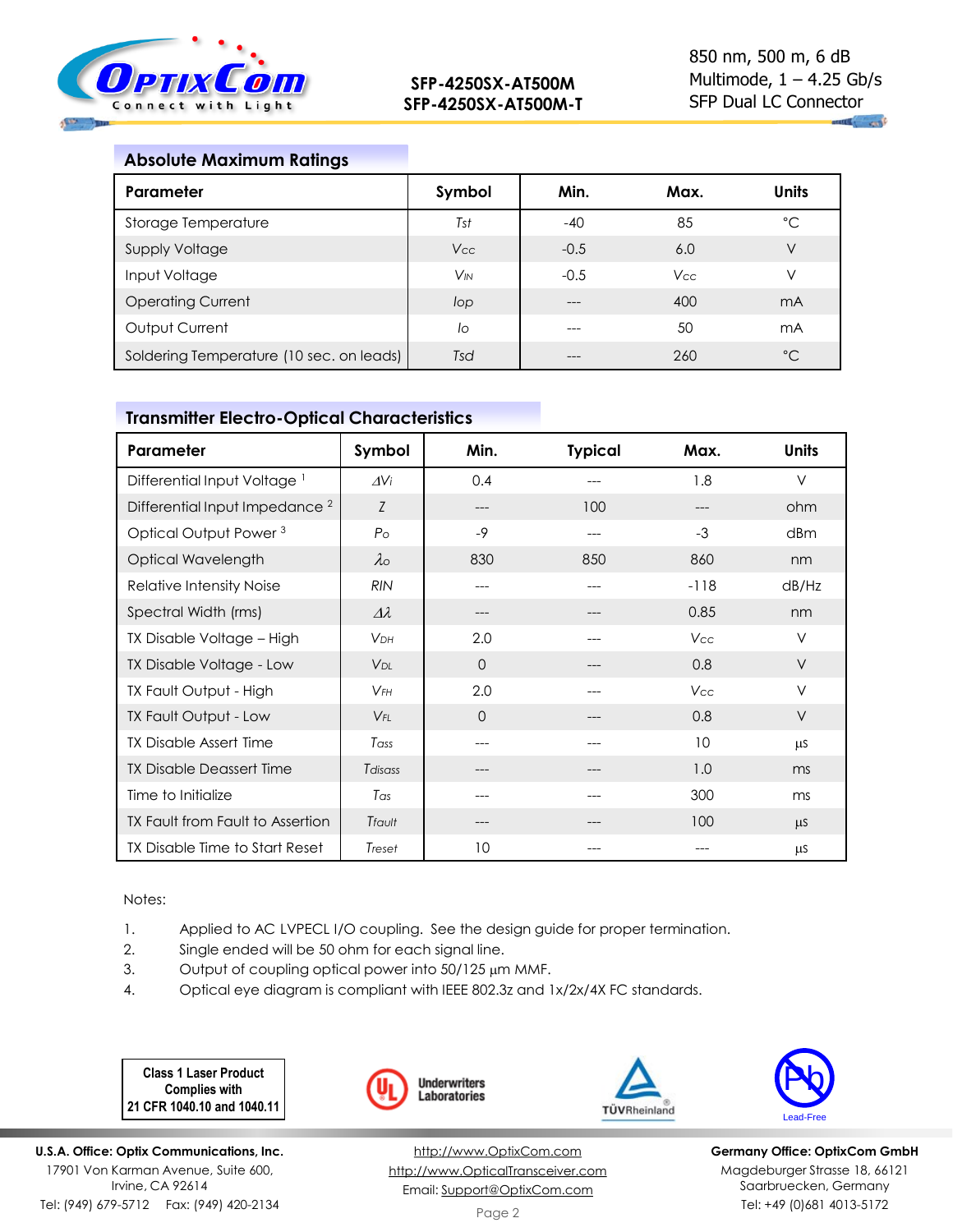## Absolute Maximum Ratings

| Parameter | Symbol | Min. | Max. | Units |
|---|---|---|---|---|
| Storage Temperature | $T_{st}$ | -40 | 85 | °C |
| Supply Voltage | $V_{CC}$ | -0.5 | 6.0 | V |
| Input Voltage | $V_{IN}$ | -0.5 | $V_{CC}$ | V |
| Operating Current | $I_{op}$ | --- | 400 | mA |
| Output Current | $I_o$ | --- | 50 | mA |
| Soldering Temperature (10 sec. on leads) | $T_{sd}$ | --- | 260 | °C |

## Transmitter Electro-Optical Characteristics

| Parameter | Symbol | Min. | Typical | Max. | Units |
|---|---|---|---|---|---|
| Differential Input Voltage [1] | $\Delta V_i$ | 0.4 | --- | 1.8 | V |
| Differential Input Impedance [2] | $Z$ | --- | 100 | --- | ohm |
| Optical Output Power [3] | $P_o$ | -9 | --- | -3 | dBm |
| Optical Wavelength | $\lambda_o$ | 830 | 850 | 860 | nm |
| Relative Intensity Noise | $RIN$ | --- | --- | -118 | dB/Hz |
| Spectral Width (rms) | $\Delta\lambda$ | --- | --- | 0.85 | nm |
| TX Disable Voltage – High | $V_{DH}$ | 2.0 | --- | $V_{CC}$ | V |
| TX Disable Voltage - Low | $V_{DL}$ | 0 | --- | 0.8 | V |
| TX Fault Output - High | $V_{FH}$ | 2.0 | --- | $V_{CC}$ | V |
| TX Fault Output - Low | $V_{FL}$ | 0 | --- | 0.8 | V |
| TX Disable Assert Time | $T_{ass}$ | --- | --- | 10 | µs |
| TX Disable Deassert Time | $T_{disass}$ | --- | --- | 1.0 | ms |
| Time to Initialize | $T_{as}$ | --- | --- | 300 | ms |
| TX Fault from Fault to Assertion | $T_{fault}$ | --- | --- | 100 | µs |
| TX Disable Time to Start Reset | $T_{reset}$ | 10 | --- | --- | µs |

Notes:

1. Applied to AC LVPECL I/O coupling. See the design guide for proper termination.
2. Single ended will be 50 ohm for each signal line.
3. Output of coupling optical power into 50/125 µm MMF.
4. Optical eye diagram is compliant with IEEE 802.3z and 1x/2x/4X FC standards.

**Class 1 Laser Product Complies with 21 CFR 1040.10 and 1040.11**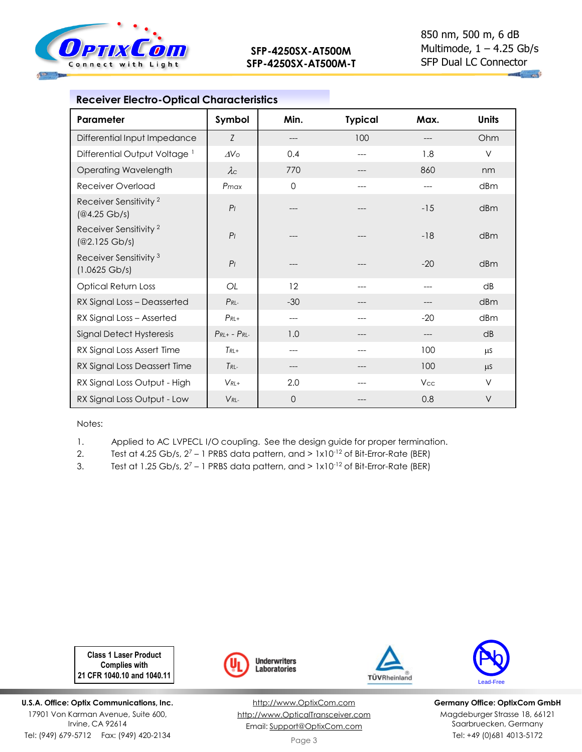## Receiver Electro-Optical Characteristics

| Parameter | Symbol | Min. | Typical | Max. | Units |
| --- | --- | --- | --- | --- | --- |
| Differential Input Impedance | $Z$ | --- | 100 | --- | Ohm |
| Differential Output Voltage [1] | $\Delta V_O$ | 0.4 | --- | 1.8 | V |
| Operating Wavelength | $\lambda_C$ | 770 | --- | 860 | nm |
| Receiver Overload | $P_{max}$ | 0 | --- | --- | dBm |
| Receiver Sensitivity [2] (@4.25 Gb/s) | $P_I$ | --- | --- | -15 | dBm |
| Receiver Sensitivity [2] (@2.125 Gb/s) | $P_I$ | --- | --- | -18 | dBm |
| Receiver Sensitivity [3] (1.0625 Gb/s) | $P_I$ | --- | --- | -20 | dBm |
| Optical Return Loss | $OL$ | 12 | --- | --- | dB |
| RX Signal Loss – Deasserted | $P_{RL-}$ | -30 | --- | --- | dBm |
| RX Signal Loss – Asserted | $P_{RL+}$ | --- | --- | -20 | dBm |
| Signal Detect Hysteresis | $P_{RL+} - P_{RL-}$ | 1.0 | --- | --- | dB |
| RX Signal Loss Assert Time | $T_{RL+}$ | --- | --- | 100 | µs |
| RX Signal Loss Deassert Time | $T_{RL-}$ | --- | --- | 100 | µs |
| RX Signal Loss Output - High | $V_{RL+}$ | 2.0 | --- | $V_{CC}$ | V |
| RX Signal Loss Output - Low | $V_{RL-}$ | 0 | --- | 0.8 | V |

Notes:

1. Applied to AC LVPECL I/O coupling. See the design guide for proper termination.
2. Test at 4.25 Gb/s, $2^7 - 1$ PRBS data pattern, and > $1\times10^{-12}$ of Bit-Error-Rate (BER)
3. Test at 1.25 Gb/s, $2^7 - 1$ PRBS data pattern, and > $1\times10^{-12}$ of Bit-Error-Rate (BER)

Class 1 Laser Product
Complies with
21 CFR 1040.10 and 1040.11

Underwriters Laboratories

TÜVRheinland

Lead-Free

**U.S.A. Office: Optix Communications, Inc.**
17901 Von Karman Avenue, Suite 600,
Irvine, CA 92614
Tel: (949) 679-5712 Fax: (949) 420-2134

http://www.OptixCom.com
http://www.OpticalTransceiver.com
Email: Support@OptixCom.com

**Germany Office: OptixCom GmbH**
Magdeburger Strasse 18, 66121
Saarbruecken, Germany
Tel: +49 (0)681 4013-5172